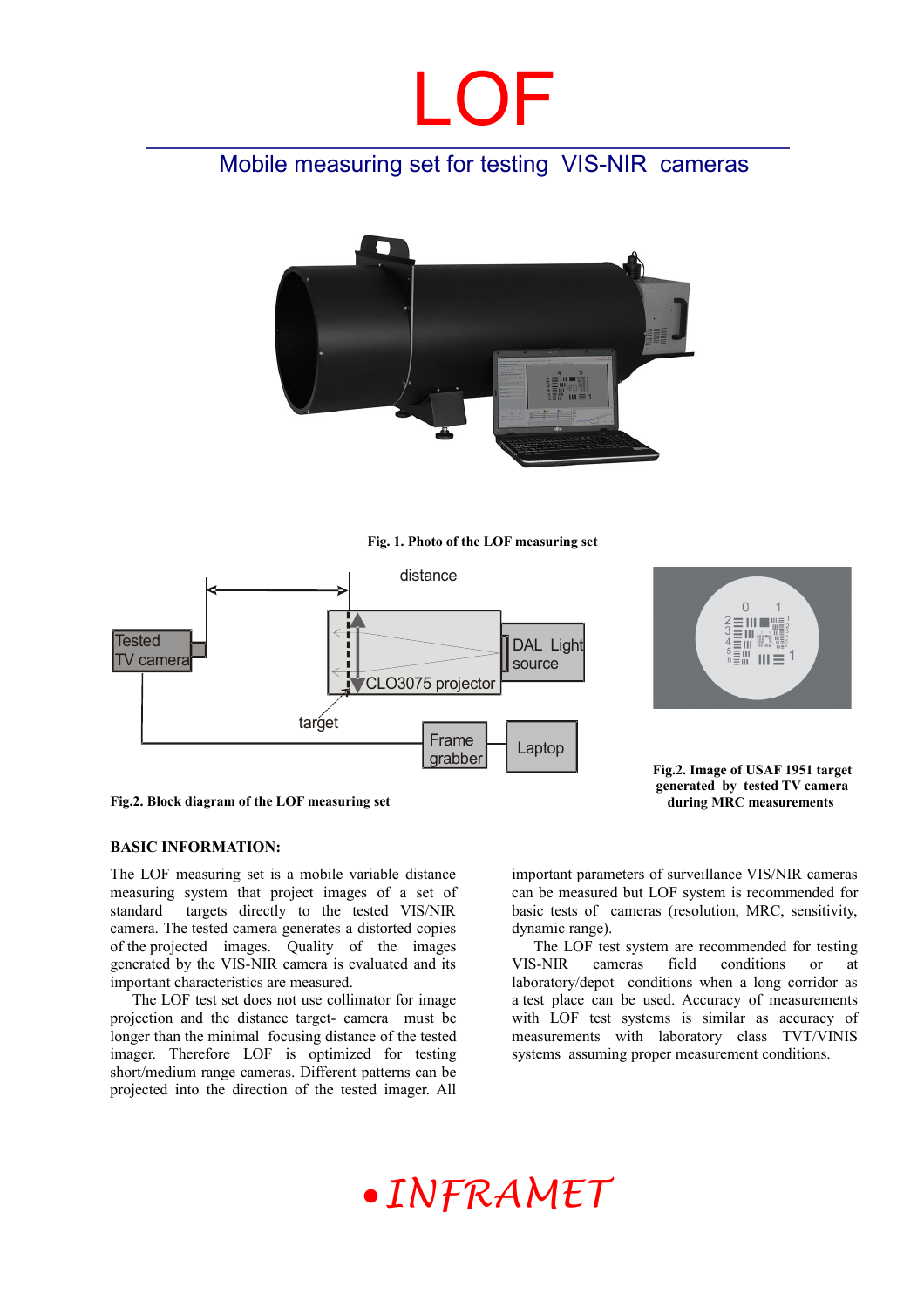# LOF

## Mobile measuring set for testing VIS-NIR cameras

**Fig. 1. Photo of the LOF measuring set**

**Fig.2. Block diagram of the LOF measuring set**

**Fig.2. Image of USAF 1951 target generated by tested TV camera during MRC measurements**

### BASIC INFORMATION:

The LOF measuring set is a mobile variable distance measuring system that project images of a set of standard targets directly to the tested VIS/NIR camera. The tested camera generates a distorted copies of the projected images. Quality of the images generated by the VIS-NIR camera is evaluated and its important characteristics are measured.

The LOF test set does not use collimator for image projection and the distance target- camera must be longer than the minimal focusing distance of the tested imager. Therefore LOF is optimized for testing short/medium range cameras. Different patterns can be projected into the direction of the tested imager. All important parameters of surveillance VIS/NIR cameras can be measured but LOF system is recommended for basic tests of cameras (resolution, MRC, sensitivity, dynamic range).

The LOF test system are recommended for testing VIS-NIR cameras field conditions or at laboratory/depot conditions when a long corridor as a test place can be used. Accuracy of measurements with LOF test systems is similar as accuracy of measurements with laboratory class TVT/VINIS systems assuming proper measurement conditions.

INFRAMET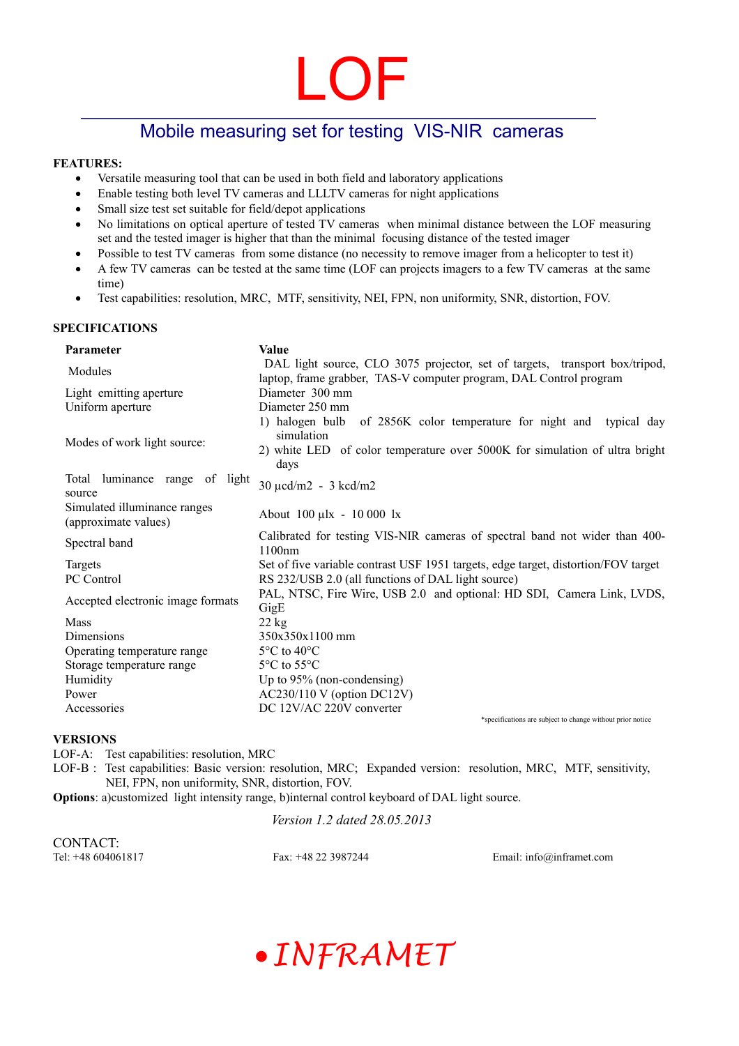# LOF

## Mobile measuring set for testing VIS-NIR cameras

**FEATURES:**

- Versatile measuring tool that can be used in both field and laboratory applications
- Enable testing both level TV cameras and LLLTV cameras for night applications
- Small size test set suitable for field/depot applications
- No limitations on optical aperture of tested TV cameras when minimal distance between the LOF measuring set and the tested imager is higher that than the minimal focusing distance of the tested imager
- Possible to test TV cameras from some distance (no necessity to remove imager from a helicopter to test it)
- A few TV cameras can be tested at the same time (LOF can projects imagers to a few TV cameras at the same time)
- Test capabilities: resolution, MRC, MTF, sensitivity, NEI, FPN, non uniformity, SNR, distortion, FOV.

**SPECIFICATIONS**

| **Parameter** | **Value** |
|---|---|
| Modules | DAL light source, CLO 3075 projector, set of targets, transport box/tripod, laptop, frame grabber, TAS-V computer program, DAL Control program |
| Light emitting aperture | Diameter 300 mm |
| Uniform aperture | Diameter 250 mm |
| Modes of work light source: | 1) halogen bulb of 2856K color temperature for night and typical day simulation<br>2) white LED of color temperature over 5000K for simulation of ultra bright days |
| Total luminance range of light source | 30 µcd/m2 - 3 kcd/m2 |
| Simulated illuminance ranges (approximate values) | About 100 µlx - 10 000 lx |
| Spectral band | Calibrated for testing VIS-NIR cameras of spectral band not wider than 400-1100nm |
| Targets | Set of five variable contrast USF 1951 targets, edge target, distortion/FOV target |
| PC Control | RS 232/USB 2.0 (all functions of DAL light source) |
| Accepted electronic image formats | PAL, NTSC, Fire Wire, USB 2.0 and optional: HD SDI, Camera Link, LVDS, GigE |
| Mass | 22 kg |
| Dimensions | 350x350x1100 mm |
| Operating temperature range | 5°C to 40°C |
| Storage temperature range | 5°C to 55°C |
| Humidity | Up to 95% (non-condensing) |
| Power | AC230/110 V (option DC12V) |
| Accessories | DC 12V/AC 220V converter |

*specifications are subject to change without prior notice

**VERSIONS**

LOF-A: Test capabilities: resolution, MRC

LOF-B : Test capabilities: Basic version: resolution, MRC; Expanded version: resolution, MRC, MTF, sensitivity, NEI, FPN, non uniformity, SNR, distortion, FOV.

**Options**: a)customized light intensity range, b)internal control keyboard of DAL light source.

*Version 1.2 dated 28.05.2013*

CONTACT:

Tel: +48 604061817 Fax: +48 22 3987244 Email: info@inframet.com

INFRAMET